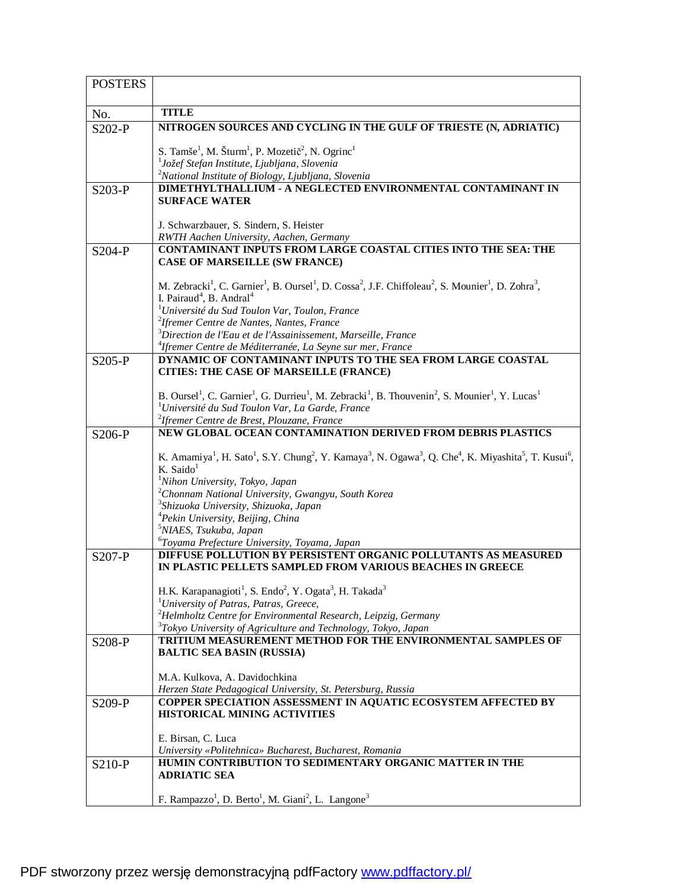| POSTERS | |
|---|---|
| No. | **TITLE** |
| S202-P | **NITROGEN SOURCES AND CYCLING IN THE GULF OF TRIESTE (N, ADRIATIC)**<br><br>S. Tamše[1], M. Šturm[1], P. Mozetič[2], N. Ogrinc[1]<br>[1]*Jožef Stefan Institute, Ljubljana, Slovenia*<br>[2]*National Institute of Biology, Ljubljana, Slovenia* |
| S203-P | **DIMETHYLTHALLIUM - A NEGLECTED ENVIRONMENTAL CONTAMINANT IN SURFACE WATER**<br><br>J. Schwarzbauer, S. Sindern, S. Heister<br>*RWTH Aachen University, Aachen, Germany* |
| S204-P | **CONTAMINANT INPUTS FROM LARGE COASTAL CITIES INTO THE SEA: THE CASE OF MARSEILLE (SW FRANCE)**<br><br>M. Zebracki[1], C. Garnier[1], B. Oursel[1], D. Cossa[2], J.F. Chiffoleau[2], S. Mounier[1], D. Zohra[3], I. Pairaud[4], B. Andral[4]<br>[1]*Université du Sud Toulon Var, Toulon, France*<br>[2]*Ifremer Centre de Nantes, Nantes, France*<br>[3]*Direction de l'Eau et de l'Assainissement, Marseille, France*<br>[4]*Ifremer Centre de Méditerranée, La Seyne sur mer, France* |
| S205-P | **DYNAMIC OF CONTAMINANT INPUTS TO THE SEA FROM LARGE COASTAL CITIES: THE CASE OF MARSEILLE (FRANCE)**<br><br>B. Oursel[1], C. Garnier[1], G. Durrieu[1], M. Zebracki[1], B. Thouvenin[2], S. Mounier[1], Y. Lucas[1]<br>[1]*Université du Sud Toulon Var, La Garde, France*<br>[2]*Ifremer Centre de Brest, Plouzane, France* |
| S206-P | **NEW GLOBAL OCEAN CONTAMINATION DERIVED FROM DEBRIS PLASTICS**<br><br>K. Amamiya[1], H. Sato[1], S.Y. Chung[2], Y. Kamaya[3], N. Ogawa[3], Q. Che[4], K. Miyashita[5], T. Kusui[6], K. Saido[1]<br>[1]*Nihon University, Tokyo, Japan*<br>[2]*Chonnam National University, Gwangyu, South Korea*<br>[3]*Shizuoka University, Shizuoka, Japan*<br>[4]*Pekin University, Beijing, China*<br>[5]*NIAES, Tsukuba, Japan*<br>[6]*Toyama Prefecture University, Toyama, Japan* |
| S207-P | **DIFFUSE POLLUTION BY PERSISTENT ORGANIC POLLUTANTS AS MEASURED IN PLASTIC PELLETS SAMPLED FROM VARIOUS BEACHES IN GREECE**<br><br>H.K. Karapanagioti[1], S. Endo[2], Y. Ogata[3], H. Takada[3]<br>[1]*University of Patras, Patras, Greece,*<br>[2]*Helmholtz Centre for Environmental Research, Leipzig, Germany*<br>[3]*Tokyo University of Agriculture and Technology, Tokyo, Japan* |
| S208-P | **TRITIUM MEASUREMENT METHOD FOR THE ENVIRONMENTAL SAMPLES OF BALTIC SEA BASIN (RUSSIA)**<br><br>M.A. Kulkova, A. Davidochkina<br>*Herzen State Pedagogical University, St. Petersburg, Russia* |
| S209-P | **COPPER SPECIATION ASSESSMENT IN AQUATIC ECOSYSTEM AFFECTED BY HISTORICAL MINING ACTIVITIES**<br><br>E. Birsan, C. Luca<br>*University «Politehnica» Bucharest, Bucharest, Romania* |
| S210-P | **HUMIN CONTRIBUTION TO SEDIMENTARY ORGANIC MATTER IN THE ADRIATIC SEA**<br><br>F. Rampazzo[1], D. Berto[1], M. Giani[2], L. Langone[3] |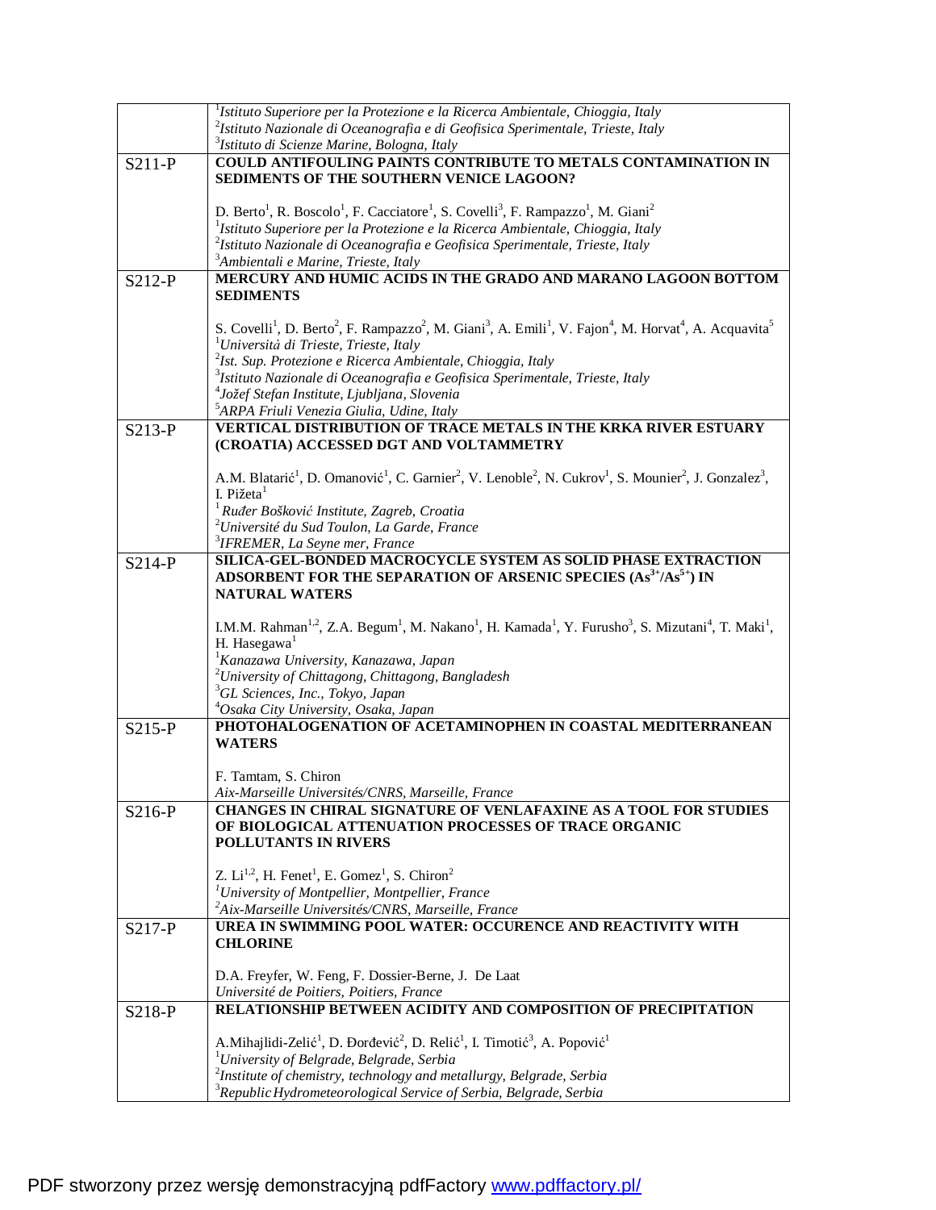| | |
|---|---|
| | [1]Istituto Superiore per la Protezione e la Ricerca Ambientale, Chioggia, Italy<br>[2]Istituto Nazionale di Oceanografia e di Geofisica Sperimentale, Trieste, Italy<br>[3]Istituto di Scienze Marine, Bologna, Italy |
| S211-P | **COULD ANTIFOULING PAINTS CONTRIBUTE TO METALS CONTAMINATION IN SEDIMENTS OF THE SOUTHERN VENICE LAGOON?**<br><br>D. Berto[1], R. Boscolo[1], F. Cacciatore[1], S. Covelli[3], F. Rampazzo[1], M. Giani[2]<br>[1]Istituto Superiore per la Protezione e la Ricerca Ambientale, Chioggia, Italy<br>[2]Istituto Nazionale di Oceanografia e Geofisica Sperimentale, Trieste, Italy<br>[3]Ambientali e Marine, Trieste, Italy |
| S212-P | **MERCURY AND HUMIC ACIDS IN THE GRADO AND MARANO LAGOON BOTTOM SEDIMENTS**<br><br>S. Covelli[1], D. Berto[2], F. Rampazzo[2], M. Giani[3], A. Emili[1], V. Fajon[4], M. Horvat[4], A. Acquavita[5]<br>[1]Università di Trieste, Trieste, Italy<br>[2]Ist. Sup. Protezione e Ricerca Ambientale, Chioggia, Italy<br>[3]Istituto Nazionale di Oceanografia e Geofisica Sperimentale, Trieste, Italy<br>[4]Jožef Stefan Institute, Ljubljana, Slovenia<br>[5]ARPA Friuli Venezia Giulia, Udine, Italy |
| S213-P | **VERTICAL DISTRIBUTION OF TRACE METALS IN THE KRKA RIVER ESTUARY (CROATIA) ACCESSED DGT AND VOLTAMMETRY**<br><br>A.M. Blatarić[1], D. Omanović[1], C. Garnier[2], V. Lenoble[2], N. Cukrov[1], S. Mounier[2], J. Gonzalez[3], I. Pižeta[1]<br>[1]Ruđer Bošković Institute, Zagreb, Croatia<br>[2]Université du Sud Toulon, La Garde, France<br>[3]IFREMER, La Seyne mer, France |
| S214-P | **SILICA-GEL-BONDED MACROCYCLE SYSTEM AS SOLID PHASE EXTRACTION ADSORBENT FOR THE SEPARATION OF ARSENIC SPECIES ($As^{3+}/As^{5+}$) IN NATURAL WATERS**<br><br>I.M.M. Rahman[1,2], Z.A. Begum[1], M. Nakano[1], H. Kamada[1], Y. Furusho[3], S. Mizutani[4], T. Maki[1], H. Hasegawa[1]<br>[1]Kanazawa University, Kanazawa, Japan<br>[2]University of Chittagong, Chittagong, Bangladesh<br>[3]GL Sciences, Inc., Tokyo, Japan<br>[4]Osaka City University, Osaka, Japan |
| S215-P | **PHOTOHALOGENATION OF ACETAMINOPHEN IN COASTAL MEDITERRANEAN WATERS**<br><br>F. Tamtam, S. Chiron<br>Aix-Marseille Universités/CNRS, Marseille, France |
| S216-P | **CHANGES IN CHIRAL SIGNATURE OF VENLAFAXINE AS A TOOL FOR STUDIES OF BIOLOGICAL ATTENUATION PROCESSES OF TRACE ORGANIC POLLUTANTS IN RIVERS**<br><br>Z. Li[1,2], H. Fenet[1], E. Gomez[1], S. Chiron[2]<br>[1]University of Montpellier, Montpellier, France<br>[2]Aix-Marseille Universités/CNRS, Marseille, France |
| S217-P | **UREA IN SWIMMING POOL WATER: OCCURENCE AND REACTIVITY WITH CHLORINE**<br><br>D.A. Freyfer, W. Feng, F. Dossier-Berne, J. De Laat<br>Université de Poitiers, Poitiers, France |
| S218-P | **RELATIONSHIP BETWEEN ACIDITY AND COMPOSITION OF PRECIPITATION**<br><br>A.Mihajlidi-Zelić[1], D. Đorđević[2], D. Relić[1], I. Timotić[3], A. Popović[1]<br>[1]University of Belgrade, Belgrade, Serbia<br>[2]Institute of chemistry, technology and metallurgy, Belgrade, Serbia<br>[3]Republic Hydrometeorological Service of Serbia, Belgrade, Serbia |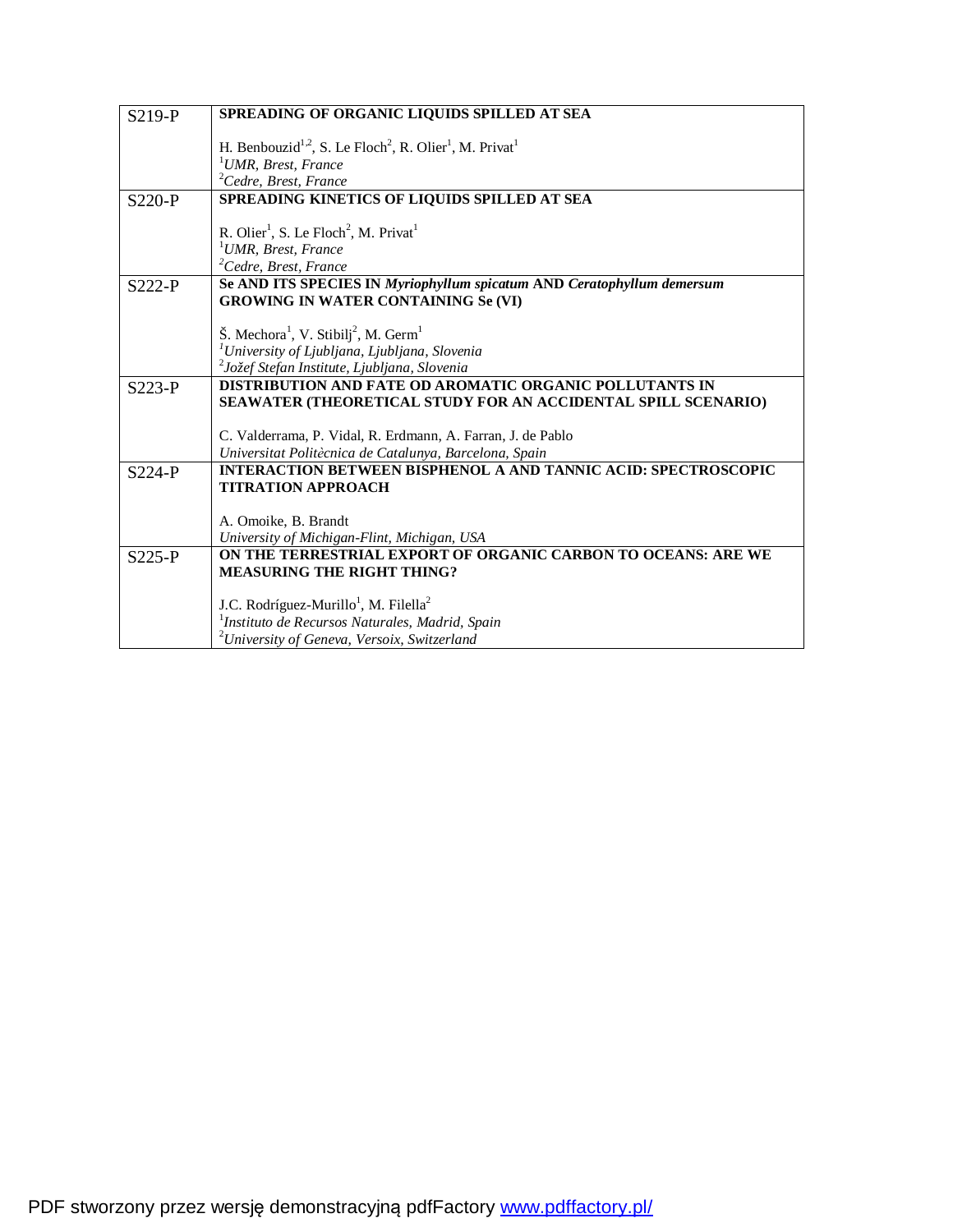| | |
|---|---|
| S219-P | **SPREADING OF ORGANIC LIQUIDS SPILLED AT SEA**<br><br>H. Benbouzid[1,2], S. Le Floch[2], R. Olier[1], M. Privat[1]<br>[1]*UMR, Brest, France*<br>[2]*Cedre, Brest, France* |
| S220-P | **SPREADING KINETICS OF LIQUIDS SPILLED AT SEA**<br><br>R. Olier[1], S. Le Floch[2], M. Privat[1]<br>[1]*UMR, Brest, France*<br>[2]*Cedre, Brest, France* |
| S222-P | **Se AND ITS SPECIES IN *Myriophyllum spicatum* AND *Ceratophyllum demersum* GROWING IN WATER CONTAINING Se (VI)**<br><br>Š. Mechora[1], V. Stibilj[2], M. Germ[1]<br>[1]*University of Ljubljana, Ljubljana, Slovenia*<br>[2]*Jožef Stefan Institute, Ljubljana, Slovenia* |
| S223-P | **DISTRIBUTION AND FATE OD AROMATIC ORGANIC POLLUTANTS IN SEAWATER (THEORETICAL STUDY FOR AN ACCIDENTAL SPILL SCENARIO)**<br><br>C. Valderrama, P. Vidal, R. Erdmann, A. Farran, J. de Pablo<br>*Universitat Politècnica de Catalunya, Barcelona, Spain* |
| S224-P | **INTERACTION BETWEEN BISPHENOL A AND TANNIC ACID: SPECTROSCOPIC TITRATION APPROACH**<br><br>A. Omoike, B. Brandt<br>*University of Michigan-Flint, Michigan, USA* |
| S225-P | **ON THE TERRESTRIAL EXPORT OF ORGANIC CARBON TO OCEANS: ARE WE MEASURING THE RIGHT THING?**<br><br>J.C. Rodríguez-Murillo[1], M. Filella[2]<br>[1]*Instituto de Recursos Naturales, Madrid, Spain*<br>[2]*University of Geneva, Versoix, Switzerland* |